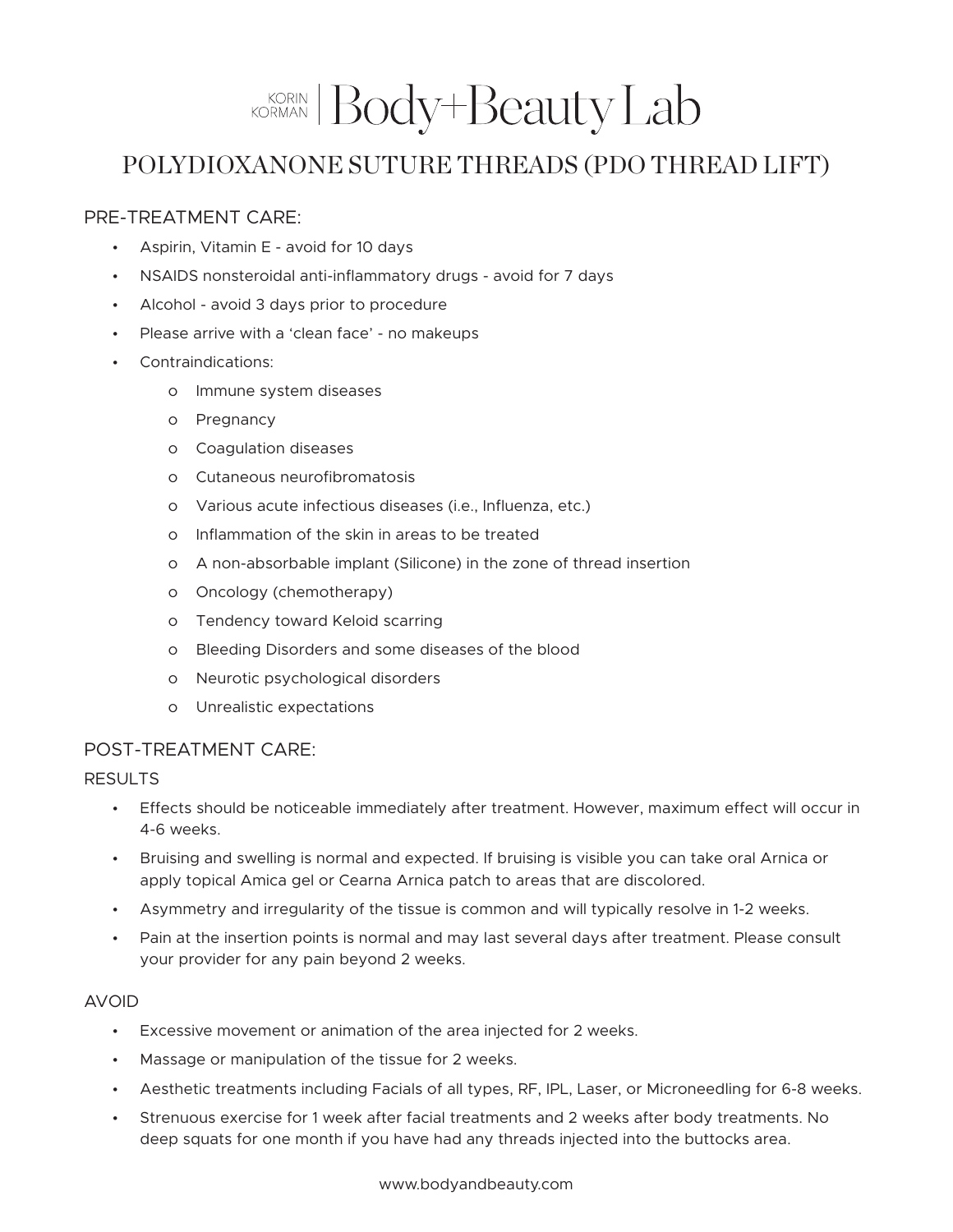# KORIN KORMAN | Body+Beauty Lab

## POLYDIOXANONE SUTURE THREADS (PDO THREAD LIFT)

### PRE-TREATMENT CARE:

- Aspirin, Vitamin E - avoid for 10 days
- NSAIDS nonsteroidal anti-inflammatory drugs - avoid for 7 days
- Alcohol - avoid 3 days prior to procedure
- Please arrive with a 'clean face' - no makeups
- Contraindications:
    - Immune system diseases
    - Pregnancy
    - Coagulation diseases
    - Cutaneous neurofibromatosis
    - Various acute infectious diseases (i.e., Influenza, etc.)
    - Inflammation of the skin in areas to be treated
    - A non-absorbable implant (Silicone) in the zone of thread insertion
    - Oncology (chemotherapy)
    - Tendency toward Keloid scarring
    - Bleeding Disorders and some diseases of the blood
    - Neurotic psychological disorders
    - Unrealistic expectations

### POST-TREATMENT CARE:

#### RESULTS

- Effects should be noticeable immediately after treatment. However, maximum effect will occur in 4-6 weeks.
- Bruising and swelling is normal and expected. If bruising is visible you can take oral Arnica or apply topical Amica gel or Cearna Arnica patch to areas that are discolored.
- Asymmetry and irregularity of the tissue is common and will typically resolve in 1-2 weeks.
- Pain at the insertion points is normal and may last several days after treatment. Please consult your provider for any pain beyond 2 weeks.

#### AVOID

- Excessive movement or animation of the area injected for 2 weeks.
- Massage or manipulation of the tissue for 2 weeks.
- Aesthetic treatments including Facials of all types, RF, IPL, Laser, or Microneedling for 6-8 weeks.
- Strenuous exercise for 1 week after facial treatments and 2 weeks after body treatments. No deep squats for one month if you have had any threads injected into the buttocks area.

www.bodyandbeauty.com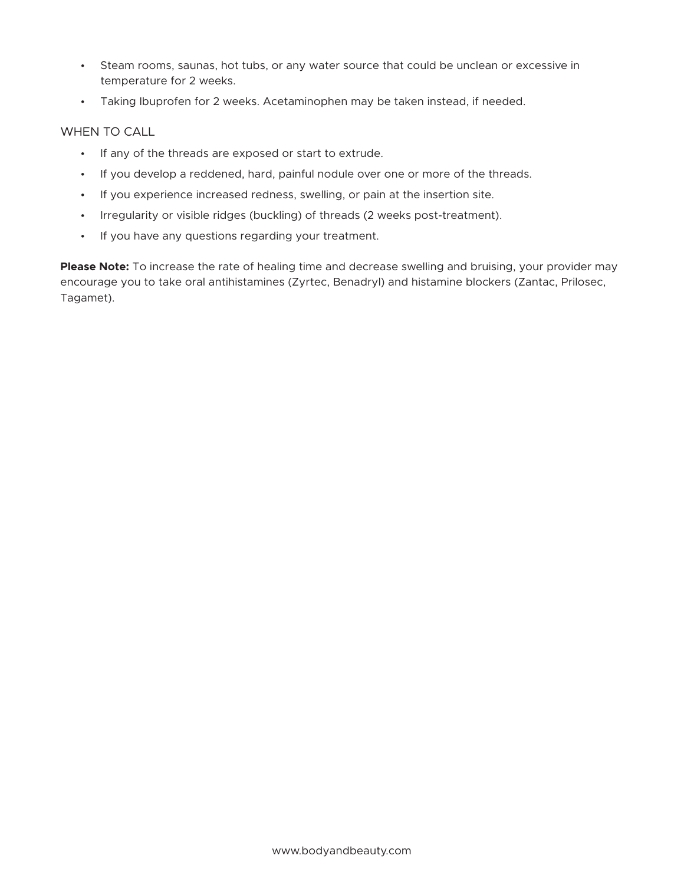- Steam rooms, saunas, hot tubs, or any water source that could be unclean or excessive in temperature for 2 weeks.
- Taking Ibuprofen for 2 weeks. Acetaminophen may be taken instead, if needed.

## WHEN TO CALL

- If any of the threads are exposed or start to extrude.
- If you develop a reddened, hard, painful nodule over one or more of the threads.
- If you experience increased redness, swelling, or pain at the insertion site.
- Irregularity or visible ridges (buckling) of threads (2 weeks post-treatment).
- If you have any questions regarding your treatment.

**Please Note:** To increase the rate of healing time and decrease swelling and bruising, your provider may encourage you to take oral antihistamines (Zyrtec, Benadryl) and histamine blockers (Zantac, Prilosec, Tagamet).

www.bodyandbeauty.com